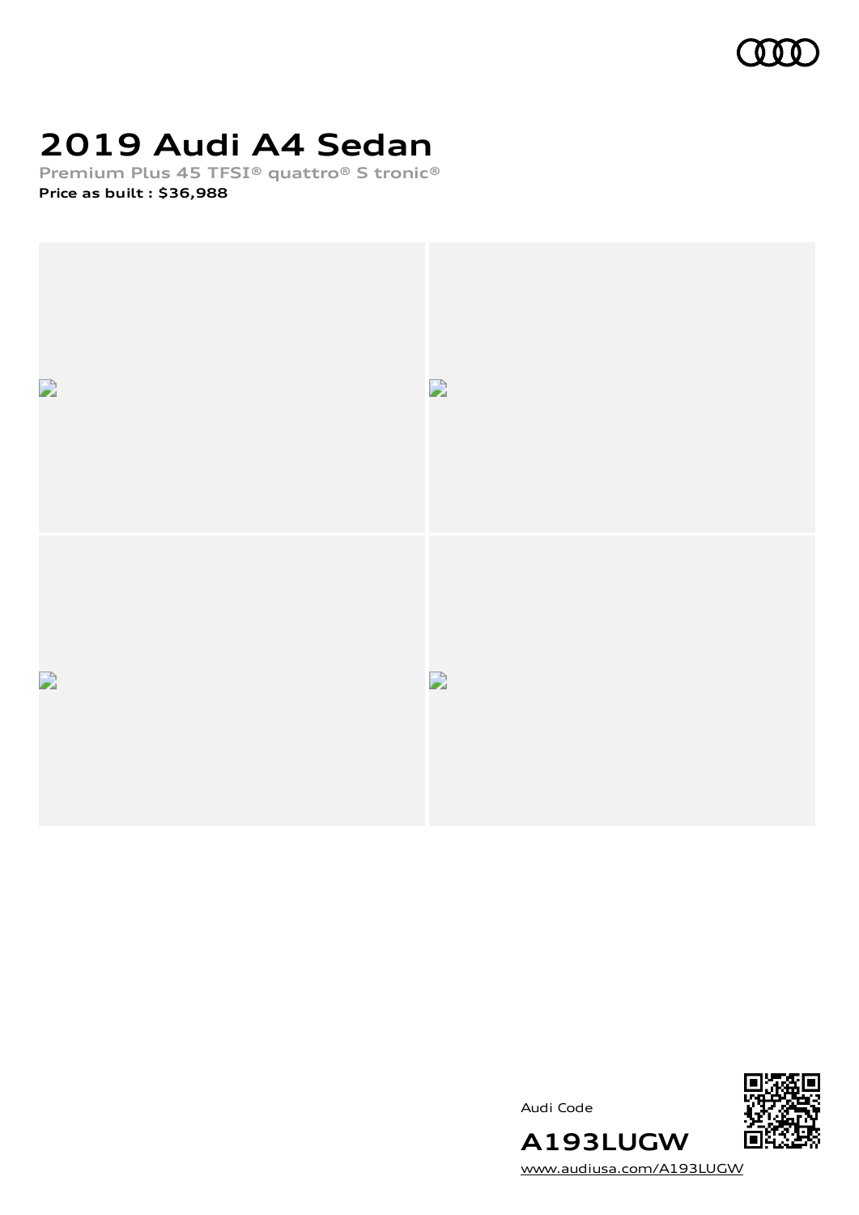# 2019 Audi A4 Sedan

**Premium Plus 45 TFSI® quattro® S tronic®**

**Price as built : $36,988**

Audi Code

**A193LUGW**

www.audiusa.com/A193LUGW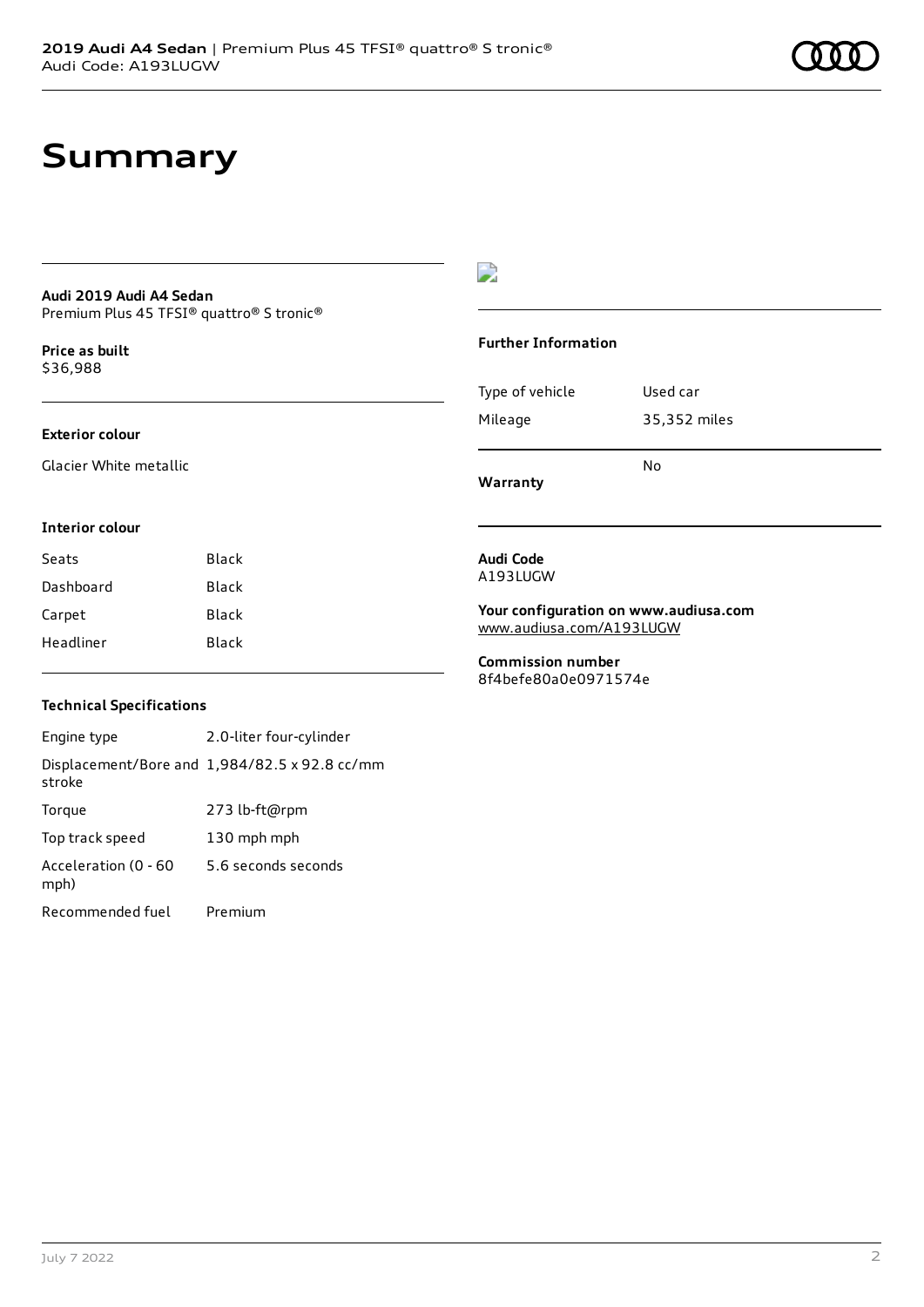# Summary

**Audi 2019 Audi A4 Sedan**
Premium Plus 45 TFSI® quattro® S tronic®

**Price as built**
$36,988

**Exterior colour**

Glacier White metallic

**Interior colour**

| Seats | Black |
| --- | --- |
| Dashboard | Black |
| Carpet | Black |
| Headliner | Black |

**Technical Specifications**

| Engine type | 2.0-liter four-cylinder |
| --- | --- |
| Displacement/Bore and stroke | 1,984/82.5 x 92.8 cc/mm |
| Torque | 273 lb-ft@rpm |
| Top track speed | 130 mph mph |
| Acceleration (0 - 60 mph) | 5.6 seconds seconds |
| Recommended fuel | Premium |

**Further Information**

| Type of vehicle | Used car |
| --- | --- |
| Mileage | 35,352 miles |
| **Warranty** | No |

**Audi Code**
A193LUGW

**Your configuration on www.audiusa.com**
www.audiusa.com/A193LUGW

**Commission number**
8f4befe80a0e0971574e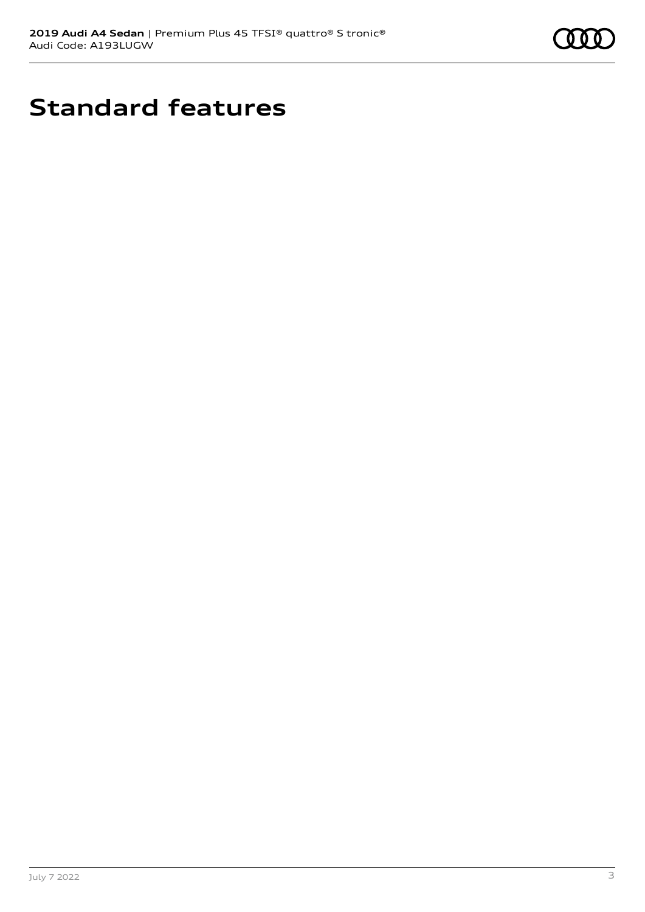# Standard features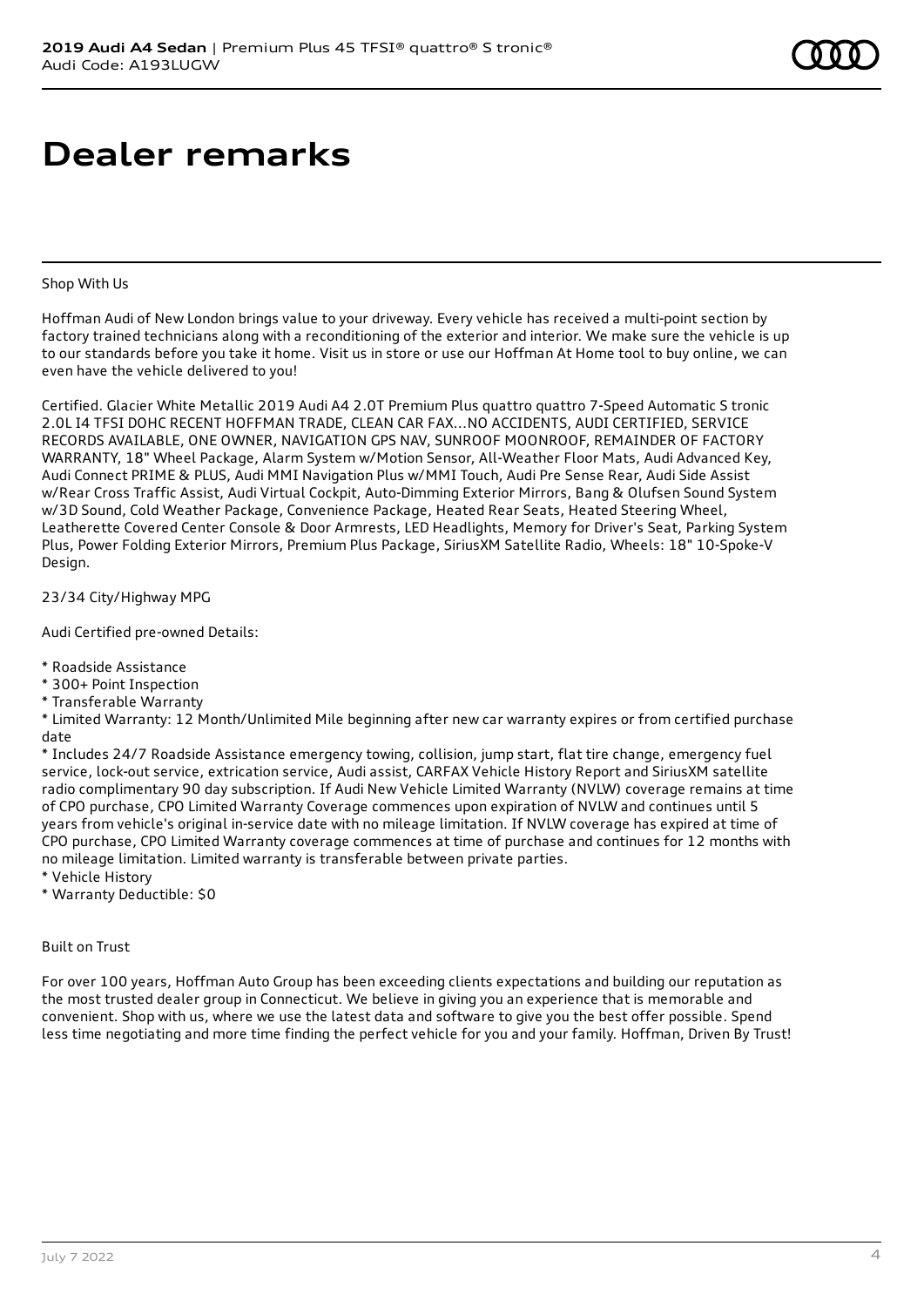# Dealer remarks

Shop With Us

Hoffman Audi of New London brings value to your driveway. Every vehicle has received a multi-point section by factory trained technicians along with a reconditioning of the exterior and interior. We make sure the vehicle is up to our standards before you take it home. Visit us in store or use our Hoffman At Home tool to buy online, we can even have the vehicle delivered to you!

Certified. Glacier White Metallic 2019 Audi A4 2.0T Premium Plus quattro quattro 7-Speed Automatic S tronic 2.0L I4 TFSI DOHC RECENT HOFFMAN TRADE, CLEAN CAR FAX...NO ACCIDENTS, AUDI CERTIFIED, SERVICE RECORDS AVAILABLE, ONE OWNER, NAVIGATION GPS NAV, SUNROOF MOONROOF, REMAINDER OF FACTORY WARRANTY, 18" Wheel Package, Alarm System w/Motion Sensor, All-Weather Floor Mats, Audi Advanced Key, Audi Connect PRIME & PLUS, Audi MMI Navigation Plus w/MMI Touch, Audi Pre Sense Rear, Audi Side Assist w/Rear Cross Traffic Assist, Audi Virtual Cockpit, Auto-Dimming Exterior Mirrors, Bang & Olufsen Sound System w/3D Sound, Cold Weather Package, Convenience Package, Heated Rear Seats, Heated Steering Wheel, Leatherette Covered Center Console & Door Armrests, LED Headlights, Memory for Driver's Seat, Parking System Plus, Power Folding Exterior Mirrors, Premium Plus Package, SiriusXM Satellite Radio, Wheels: 18" 10-Spoke-V Design.

23/34 City/Highway MPG

Audi Certified pre-owned Details:

* Roadside Assistance
* 300+ Point Inspection
* Transferable Warranty
* Limited Warranty: 12 Month/Unlimited Mile beginning after new car warranty expires or from certified purchase date
* Includes 24/7 Roadside Assistance emergency towing, collision, jump start, flat tire change, emergency fuel service, lock-out service, extrication service, Audi assist, CARFAX Vehicle History Report and SiriusXM satellite radio complimentary 90 day subscription. If Audi New Vehicle Limited Warranty (NVLW) coverage remains at time of CPO purchase, CPO Limited Warranty Coverage commences upon expiration of NVLW and continues until 5 years from vehicle's original in-service date with no mileage limitation. If NVLW coverage has expired at time of CPO purchase, CPO Limited Warranty coverage commences at time of purchase and continues for 12 months with no mileage limitation. Limited warranty is transferable between private parties.
* Vehicle History
* Warranty Deductible: $0

Built on Trust

For over 100 years, Hoffman Auto Group has been exceeding clients expectations and building our reputation as the most trusted dealer group in Connecticut. We believe in giving you an experience that is memorable and convenient. Shop with us, where we use the latest data and software to give you the best offer possible. Spend less time negotiating and more time finding the perfect vehicle for you and your family. Hoffman, Driven By Trust!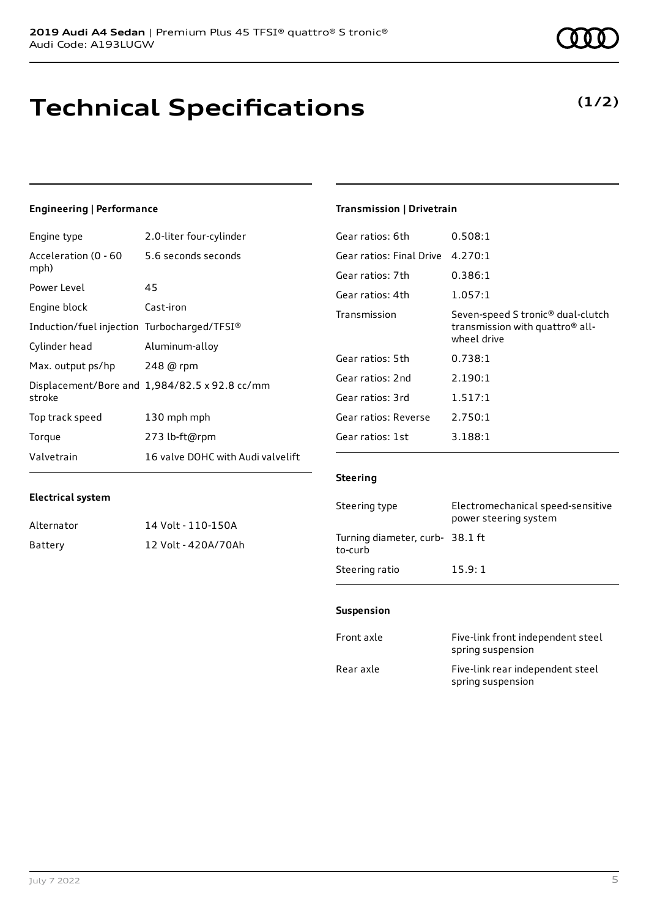# Technical Specifications

**(1/2)**

### Engineering | Performance

| | |
|---|---|
| Engine type | 2.0-liter four-cylinder |
| Acceleration (0 - 60 mph) | 5.6 seconds seconds |
| Power Level | 45 |
| Engine block | Cast-iron |
| Induction/fuel injection | Turbocharged/TFSI® |
| Cylinder head | Aluminum-alloy |
| Max. output ps/hp | 248 @ rpm |
| Displacement/Bore and stroke | 1,984/82.5 x 92.8 cc/mm |
| Top track speed | 130 mph mph |
| Torque | 273 lb-ft@rpm |
| Valvetrain | 16 valve DOHC with Audi valvelift |

### Electrical system

| | |
|---|---|
| Alternator | 14 Volt - 110-150A |
| Battery | 12 Volt - 420A/70Ah |

### Transmission | Drivetrain

| | |
|---|---|
| Gear ratios: 6th | 0.508:1 |
| Gear ratios: Final Drive | 4.270:1 |
| Gear ratios: 7th | 0.386:1 |
| Gear ratios: 4th | 1.057:1 |
| Transmission | Seven-speed S tronic® dual-clutch transmission with quattro® all-wheel drive |
| Gear ratios: 5th | 0.738:1 |
| Gear ratios: 2nd | 2.190:1 |
| Gear ratios: 3rd | 1.517:1 |
| Gear ratios: Reverse | 2.750:1 |
| Gear ratios: 1st | 3.188:1 |

### Steering

| | |
|---|---|
| Steering type | Electromechanical speed-sensitive power steering system |
| Turning diameter, curb-to-curb | 38.1 ft |
| Steering ratio | 15.9: 1 |

### Suspension

| | |
|---|---|
| Front axle | Five-link front independent steel spring suspension |
| Rear axle | Five-link rear independent steel spring suspension |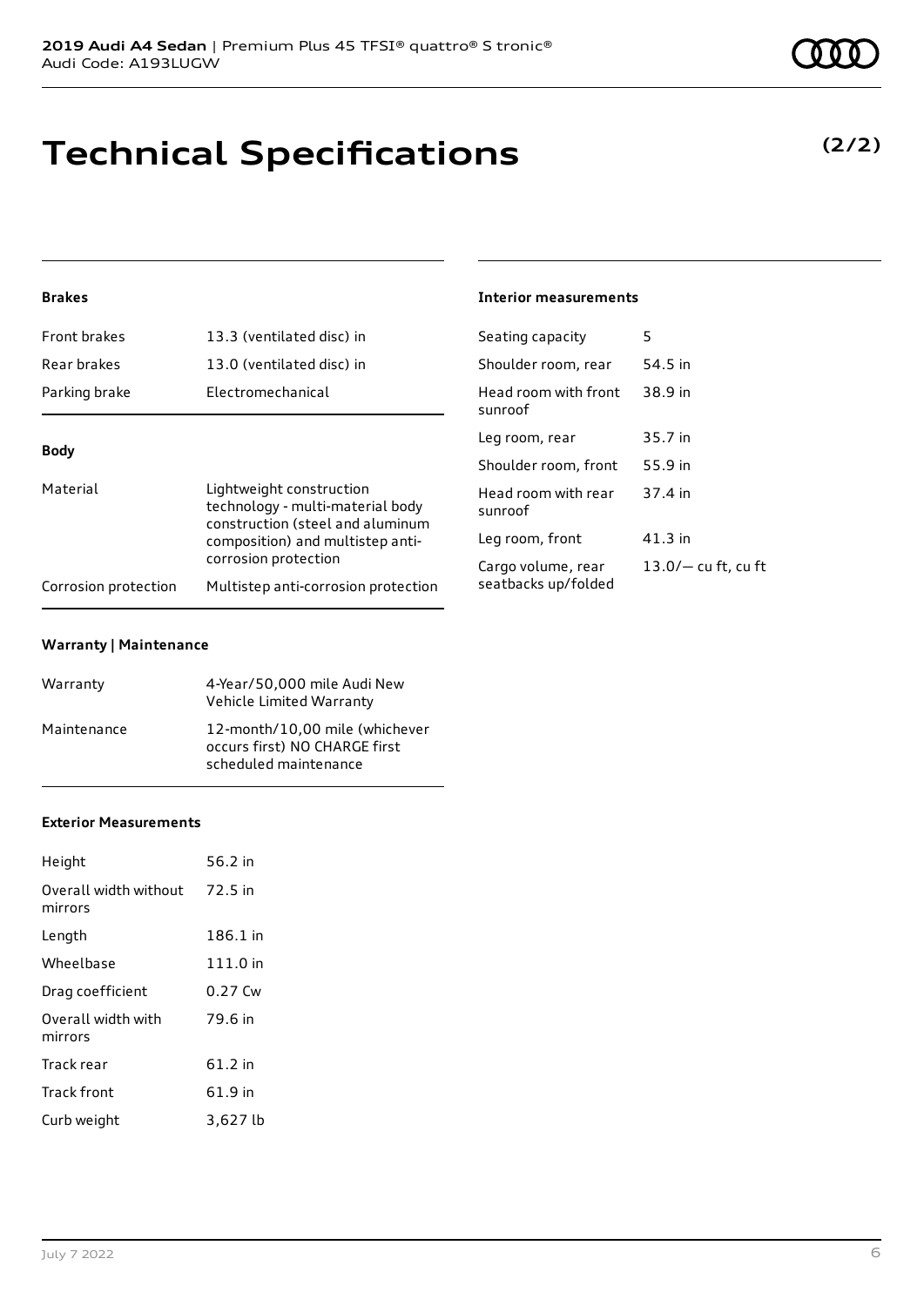**2019 Audi A4 Sedan** | Premium Plus 45 TFSI® quattro® S tronic®
Audi Code: A193LUGW

# Technical Specifications

**(2/2)**

### Brakes

| | |
|---|---|
| Front brakes | 13.3 (ventilated disc) in |
| Rear brakes | 13.0 (ventilated disc) in |
| Parking brake | Electromechanical |

### Body

| | |
|---|---|
| Material | Lightweight construction technology - multi-material body construction (steel and aluminum composition) and multistep anti-corrosion protection |
| Corrosion protection | Multistep anti-corrosion protection |

### Warranty | Maintenance

| | |
|---|---|
| Warranty | 4-Year/50,000 mile Audi New Vehicle Limited Warranty |
| Maintenance | 12-month/10,00 mile (whichever occurs first) NO CHARGE first scheduled maintenance |

### Exterior Measurements

| | |
|---|---|
| Height | 56.2 in |
| Overall width without mirrors | 72.5 in |
| Length | 186.1 in |
| Wheelbase | 111.0 in |
| Drag coefficient | 0.27 Cw |
| Overall width with mirrors | 79.6 in |
| Track rear | 61.2 in |
| Track front | 61.9 in |
| Curb weight | 3,627 lb |

### Interior measurements

| | |
|---|---|
| Seating capacity | 5 |
| Shoulder room, rear | 54.5 in |
| Head room with front sunroof | 38.9 in |
| Leg room, rear | 35.7 in |
| Shoulder room, front | 55.9 in |
| Head room with rear sunroof | 37.4 in |
| Leg room, front | 41.3 in |
| Cargo volume, rear seatbacks up/folded | 13.0/— cu ft, cu ft |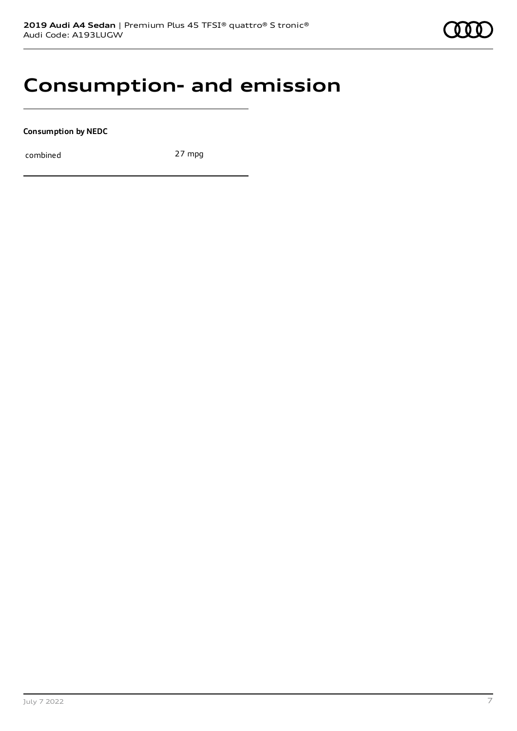# Consumption- and emission

**Consumption by NEDC**

| combined | 27 mpg |
|---|---|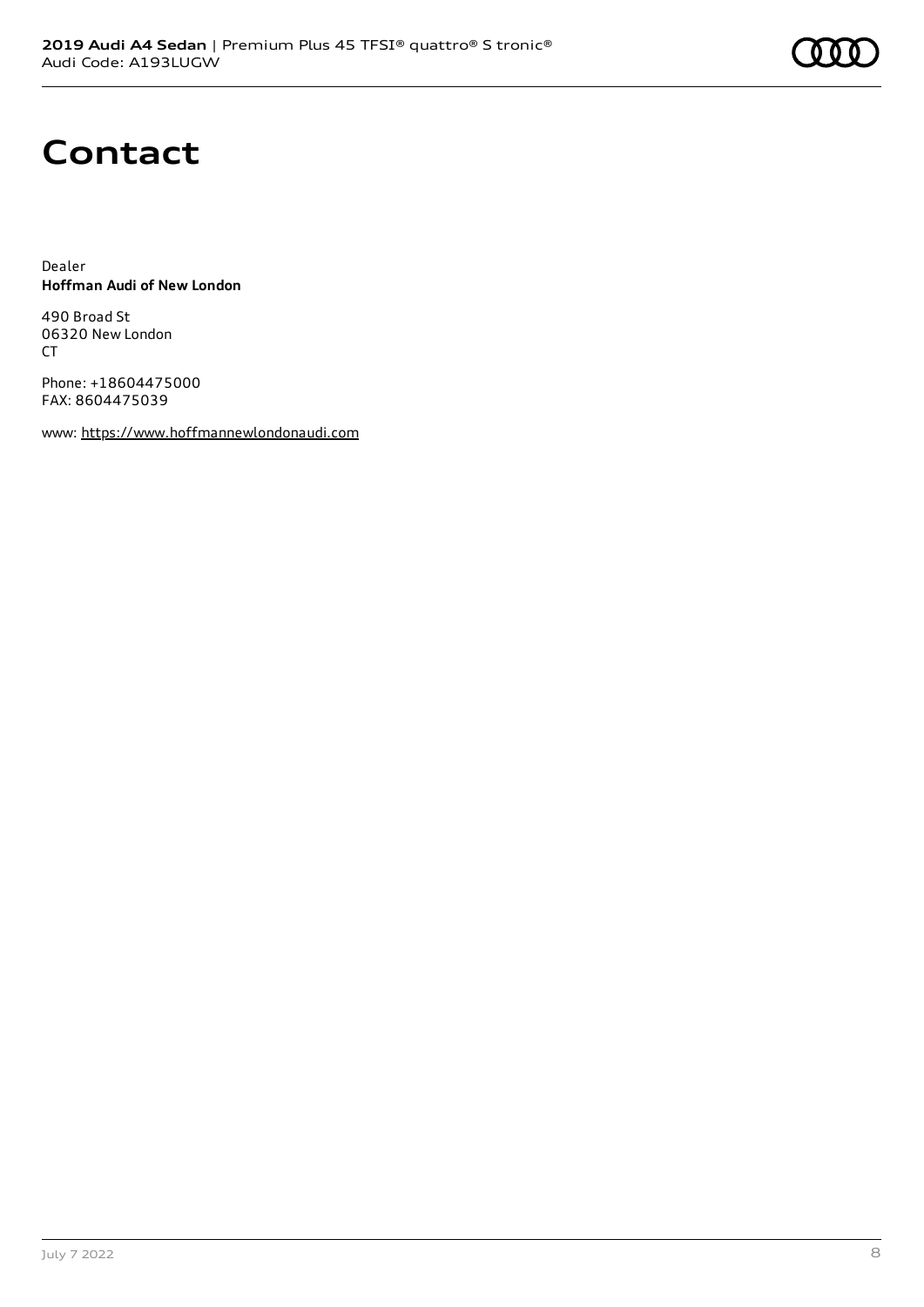# Contact

Dealer
**Hoffman Audi of New London**

490 Broad St
06320 New London
CT

Phone: +18604475000
FAX: 8604475039

www: https://www.hoffmannewlondonaudi.com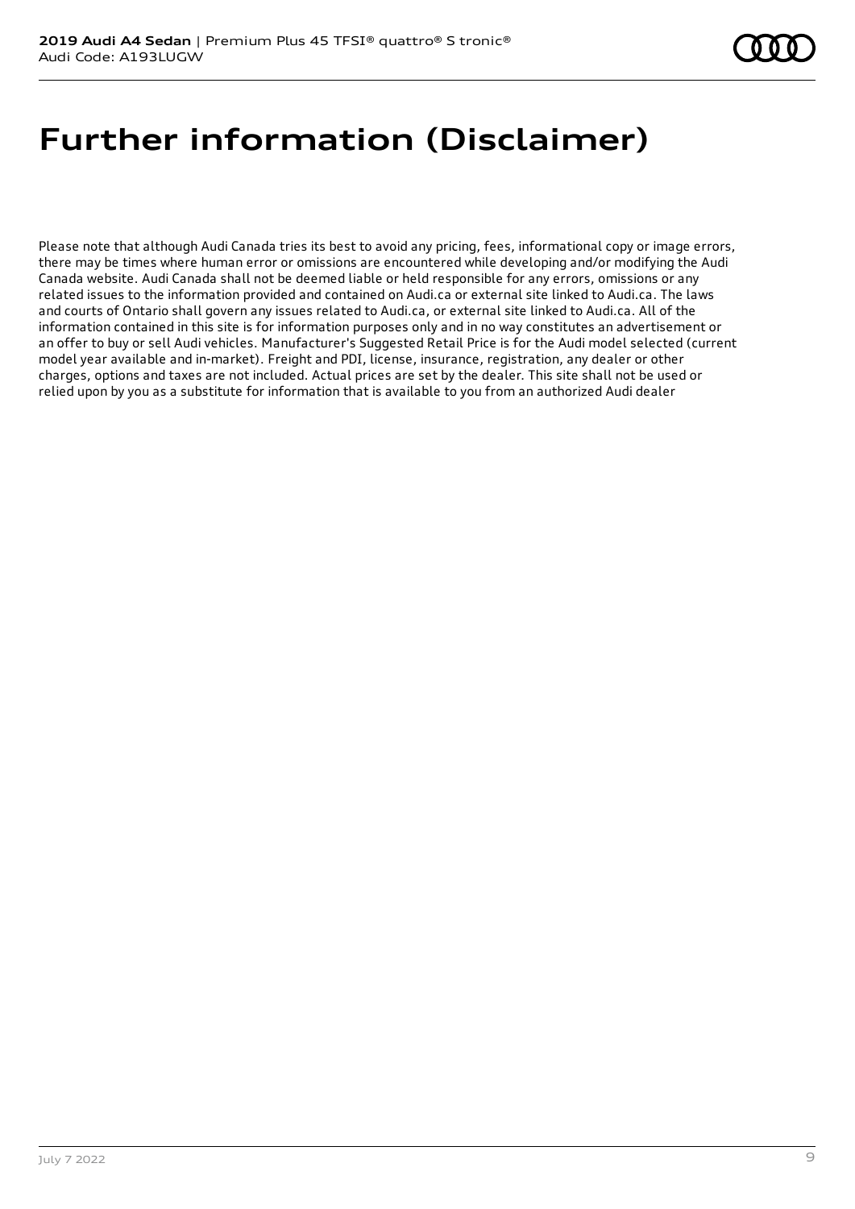# Further information (Disclaimer)

Please note that although Audi Canada tries its best to avoid any pricing, fees, informational copy or image errors, there may be times where human error or omissions are encountered while developing and/or modifying the Audi Canada website. Audi Canada shall not be deemed liable or held responsible for any errors, omissions or any related issues to the information provided and contained on Audi.ca or external site linked to Audi.ca. The laws and courts of Ontario shall govern any issues related to Audi.ca, or external site linked to Audi.ca. All of the information contained in this site is for information purposes only and in no way constitutes an advertisement or an offer to buy or sell Audi vehicles. Manufacturer's Suggested Retail Price is for the Audi model selected (current model year available and in-market). Freight and PDI, license, insurance, registration, any dealer or other charges, options and taxes are not included. Actual prices are set by the dealer. This site shall not be used or relied upon by you as a substitute for information that is available to you from an authorized Audi dealer